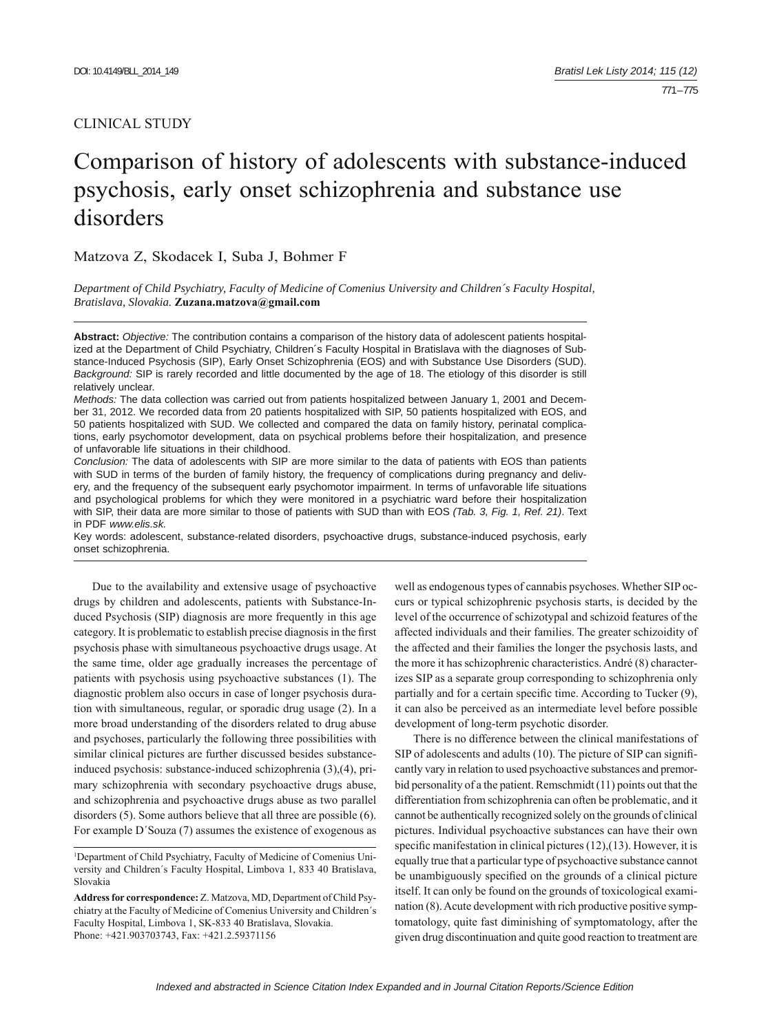CLINICAL STUDY

# Comparison of history of adolescents with substance-induced psychosis, early onset schizophrenia and substance use disorders

Matzova Z, Skodacek I, Suba J, Bohmer F

*Department of Child Psychiatry, Faculty of Medicine of Comenius University and Children´s Faculty Hospital, Bratislava, Slovakia.* **Zuzana.matzova@gmail.com**

**Abstract:** *Objective:* The contribution contains a comparison of the history data of adolescent patients hospitalized at the Department of Child Psychiatry, Children´s Faculty Hospital in Bratislava with the diagnoses of Substance-Induced Psychosis (SIP), Early Onset Schizophrenia (EOS) and with Substance Use Disorders (SUD).
*Background:* SIP is rarely recorded and little documented by the age of 18. The etiology of this disorder is still relatively unclear.
*Methods:* The data collection was carried out from patients hospitalized between January 1, 2001 and December 31, 2012. We recorded data from 20 patients hospitalized with SIP, 50 patients hospitalized with EOS, and 50 patients hospitalized with SUD. We collected and compared the data on family history, perinatal complications, early psychomotor development, data on psychical problems before their hospitalization, and presence of unfavorable life situations in their childhood.
*Conclusion:* The data of adolescents with SIP are more similar to the data of patients with EOS than patients with SUD in terms of the burden of family history, the frequency of complications during pregnancy and delivery, and the frequency of the subsequent early psychomotor impairment. In terms of unfavorable life situations and psychological problems for which they were monitored in a psychiatric ward before their hospitalization with SIP, their data are more similar to those of patients with SUD than with EOS *(Tab. 3, Fig. 1, Ref. 21)*. Text in PDF *www.elis.sk.*
Key words: adolescent, substance-related disorders, psychoactive drugs, substance-induced psychosis, early onset schizophrenia.

Due to the availability and extensive usage of psychoactive drugs by children and adolescents, patients with Substance-Induced Psychosis (SIP) diagnosis are more frequently in this age category. It is problematic to establish precise diagnosis in the first psychosis phase with simultaneous psychoactive drugs usage. At the same time, older age gradually increases the percentage of patients with psychosis using psychoactive substances (1). The diagnostic problem also occurs in case of longer psychosis duration with simultaneous, regular, or sporadic drug usage (2). In a more broad understanding of the disorders related to drug abuse and psychoses, particularly the following three possibilities with similar clinical pictures are further discussed besides substance-induced psychosis: substance-induced schizophrenia (3),(4), primary schizophrenia with secondary psychoactive drugs abuse, and schizophrenia and psychoactive drugs abuse as two parallel disorders (5). Some authors believe that all three are possible (6). For example D´Souza (7) assumes the existence of exogenous as well as endogenous types of cannabis psychoses. Whether SIP occurs or typical schizophrenic psychosis starts, is decided by the level of the occurrence of schizotypal and schizoid features of the affected individuals and their families. The greater schizoidity of the affected and their families the longer the psychosis lasts, and the more it has schizophrenic characteristics. André (8) characterizes SIP as a separate group corresponding to schizophrenia only partially and for a certain specific time. According to Tucker (9), it can also be perceived as an intermediate level before possible development of long-term psychotic disorder.

There is no difference between the clinical manifestations of SIP of adolescents and adults (10). The picture of SIP can significantly vary in relation to used psychoactive substances and premorbid personality of a the patient. Remschmidt (11) points out that the differentiation from schizophrenia can often be problematic, and it cannot be authentically recognized solely on the grounds of clinical pictures. Individual psychoactive substances can have their own specific manifestation in clinical pictures (12),(13). However, it is equally true that a particular type of psychoactive substance cannot be unambiguously specified on the grounds of a clinical picture itself. It can only be found on the grounds of toxicological examination (8). Acute development with rich productive positive symptomatology, quite fast diminishing of symptomatology, after the given drug discontinuation and quite good reaction to treatment are

[1]Department of Child Psychiatry, Faculty of Medicine of Comenius University and Children´s Faculty Hospital, Limbova 1, 833 40 Bratislava, Slovakia

**Address for correspondence:** Z. Matzova, MD, Department of Child Psychiatry at the Faculty of Medicine of Comenius University and Children´s Faculty Hospital, Limbova 1, SK-833 40 Bratislava, Slovakia.
Phone: +421.903703743, Fax: +421.2.59371156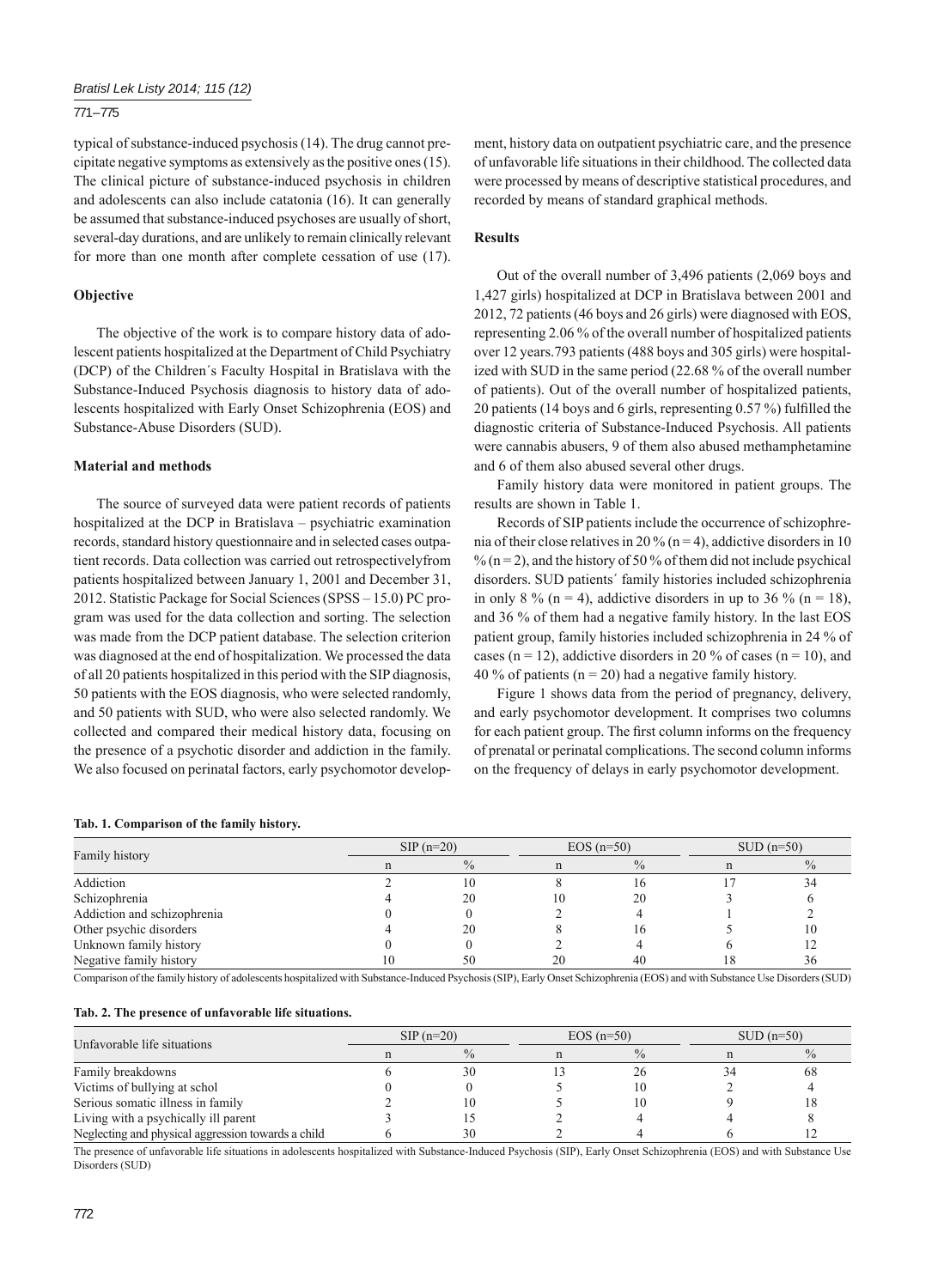typical of substance-induced psychosis (14). The drug cannot precipitate negative symptoms as extensively as the positive ones (15). The clinical picture of substance-induced psychosis in children and adolescents can also include catatonia (16). It can generally be assumed that substance-induced psychoses are usually of short, several-day durations, and are unlikely to remain clinically relevant for more than one month after complete cessation of use (17).

### Objective

The objective of the work is to compare history data of adolescent patients hospitalized at the Department of Child Psychiatry (DCP) of the Children´s Faculty Hospital in Bratislava with the Substance-Induced Psychosis diagnosis to history data of adolescents hospitalized with Early Onset Schizophrenia (EOS) and Substance-Abuse Disorders (SUD).

### Material and methods

The source of surveyed data were patient records of patients hospitalized at the DCP in Bratislava – psychiatric examination records, standard history questionnaire and in selected cases outpatient records. Data collection was carried out retrospectivelyfrom patients hospitalized between January 1, 2001 and December 31, 2012. Statistic Package for Social Sciences (SPSS – 15.0) PC program was used for the data collection and sorting. The selection was made from the DCP patient database. The selection criterion was diagnosed at the end of hospitalization. We processed the data of all 20 patients hospitalized in this period with the SIP diagnosis, 50 patients with the EOS diagnosis, who were selected randomly, and 50 patients with SUD, who were also selected randomly. We collected and compared their medical history data, focusing on the presence of a psychotic disorder and addiction in the family. We also focused on perinatal factors, early psychomotor development, history data on outpatient psychiatric care, and the presence of unfavorable life situations in their childhood. The collected data were processed by means of descriptive statistical procedures, and recorded by means of standard graphical methods.

### Results

Out of the overall number of 3,496 patients (2,069 boys and 1,427 girls) hospitalized at DCP in Bratislava between 2001 and 2012, 72 patients (46 boys and 26 girls) were diagnosed with EOS, representing 2.06 % of the overall number of hospitalized patients over 12 years.793 patients (488 boys and 305 girls) were hospitalized with SUD in the same period (22.68 % of the overall number of patients). Out of the overall number of hospitalized patients, 20 patients (14 boys and 6 girls, representing 0.57 %) fulfilled the diagnostic criteria of Substance-Induced Psychosis. All patients were cannabis abusers, 9 of them also abused methamphetamine and 6 of them also abused several other drugs.

Family history data were monitored in patient groups. The results are shown in Table 1.

Records of SIP patients include the occurrence of schizophrenia of their close relatives in 20 % (n = 4), addictive disorders in 10 % (n = 2), and the history of 50 % of them did not include psychical disorders. SUD patients´ family histories included schizophrenia in only 8 % (n = 4), addictive disorders in up to 36 % (n = 18), and 36 % of them had a negative family history. In the last EOS patient group, family histories included schizophrenia in 24 % of cases (n = 12), addictive disorders in 20 % of cases (n = 10), and 40 % of patients (n = 20) had a negative family history.

Figure 1 shows data from the period of pregnancy, delivery, and early psychomotor development. It comprises two columns for each patient group. The first column informs on the frequency of prenatal or perinatal complications. The second column informs on the frequency of delays in early psychomotor development.

**Tab. 1. Comparison of the family history.**

| Family history | SIP (n=20) | | EOS (n=50) | | SUD (n=50) | |
|---|---|---|---|---|---|---|
| | n | % | n | % | n | % |
| Addiction | 2 | 10 | 8 | 16 | 17 | 34 |
| Schizophrenia | 4 | 20 | 10 | 20 | 3 | 6 |
| Addiction and schizophrenia | 0 | 0 | 2 | 4 | 1 | 2 |
| Other psychic disorders | 4 | 20 | 8 | 16 | 5 | 10 |
| Unknown family history | 0 | 0 | 2 | 4 | 6 | 12 |
| Negative family history | 10 | 50 | 20 | 40 | 18 | 36 |

Comparison of the family history of adolescents hospitalized with Substance-Induced Psychosis (SIP), Early Onset Schizophrenia (EOS) and with Substance Use Disorders (SUD)

**Tab. 2. The presence of unfavorable life situations.**

| Unfavorable life situations | SIP (n=20) | | EOS (n=50) | | SUD (n=50) | |
|---|---|---|---|---|---|---|
| | n | % | n | % | n | % |
| Family breakdowns | 6 | 30 | 13 | 26 | 34 | 68 |
| Victims of bullying at schol | 0 | 0 | 5 | 10 | 2 | 4 |
| Serious somatic illness in family | 2 | 10 | 5 | 10 | 9 | 18 |
| Living with a psychically ill parent | 3 | 15 | 2 | 4 | 4 | 8 |
| Neglecting and physical aggression towards a child | 6 | 30 | 2 | 4 | 6 | 12 |

The presence of unfavorable life situations in adolescents hospitalized with Substance-Induced Psychosis (SIP), Early Onset Schizophrenia (EOS) and with Substance Use Disorders (SUD)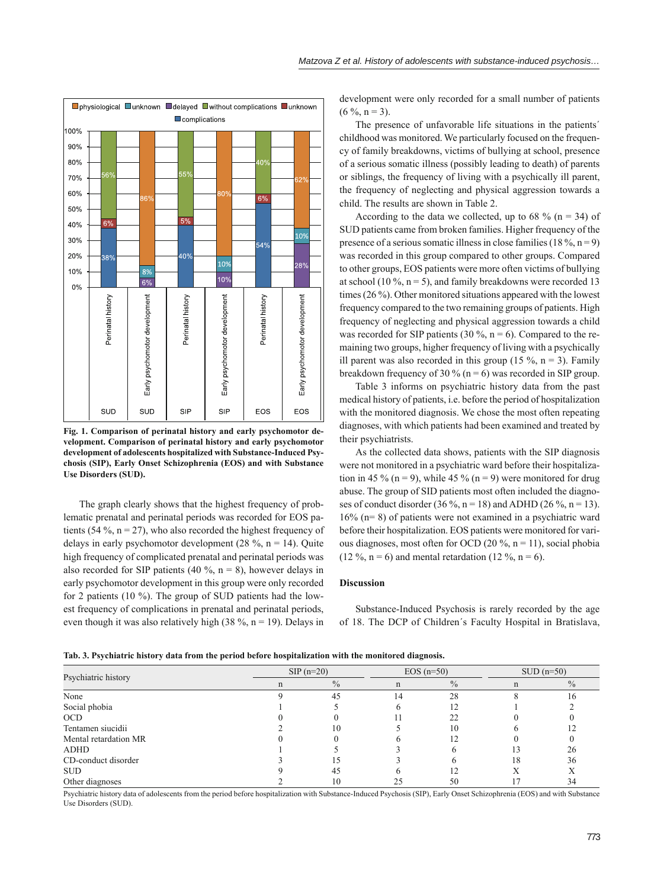**Fig. 1. Comparison of perinatal history and early psychomotor development. Comparison of perinatal history and early psychomotor development of adolescents hospitalized with Substance-Induced Psychosis (SIP), Early Onset Schizophrenia (EOS) and with Substance Use Disorders (SUD).**

The graph clearly shows that the highest frequency of problematic prenatal and perinatal periods was recorded for EOS patients (54 %, n = 27), who also recorded the highest frequency of delays in early psychomotor development (28 %, n = 14). Quite high frequency of complicated prenatal and perinatal periods was also recorded for SIP patients (40 %, n = 8), however delays in early psychomotor development in this group were only recorded for 2 patients (10 %). The group of SUD patients had the lowest frequency of complications in prenatal and perinatal periods, even though it was also relatively high (38 %, n = 19). Delays in development were only recorded for a small number of patients (6 %, n = 3).

The presence of unfavorable life situations in the patients´ childhood was monitored. We particularly focused on the frequency of family breakdowns, victims of bullying at school, presence of a serious somatic illness (possibly leading to death) of parents or siblings, the frequency of living with a psychically ill parent, the frequency of neglecting and physical aggression towards a child. The results are shown in Table 2.

According to the data we collected, up to 68 % (n = 34) of SUD patients came from broken families. Higher frequency of the presence of a serious somatic illness in close families (18 %, n = 9) was recorded in this group compared to other groups. Compared to other groups, EOS patients were more often victims of bullying at school (10 %, n = 5), and family breakdowns were recorded 13 times (26 %). Other monitored situations appeared with the lowest frequency compared to the two remaining groups of patients. High frequency of neglecting and physical aggression towards a child was recorded for SIP patients (30 %, n = 6). Compared to the remaining two groups, higher frequency of living with a psychically ill parent was also recorded in this group (15 %, n = 3). Family breakdown frequency of 30 % (n = 6) was recorded in SIP group.

Table 3 informs on psychiatric history data from the past medical history of patients, i.e. before the period of hospitalization with the monitored diagnosis. We chose the most often repeating diagnoses, with which patients had been examined and treated by their psychiatrists.

As the collected data shows, patients with the SIP diagnosis were not monitored in a psychiatric ward before their hospitalization in 45 % (n = 9), while 45 % (n = 9) were monitored for drug abuse. The group of SID patients most often included the diagnoses of conduct disorder (36 %, n = 18) and ADHD (26 %, n = 13). 16% (n= 8) of patients were not examined in a psychiatric ward before their hospitalization. EOS patients were monitored for various diagnoses, most often for OCD (20 %, n = 11), social phobia (12 %, n = 6) and mental retardation (12 %, n = 6).

## Discussion

Substance-Induced Psychosis is rarely recorded by the age of 18. The DCP of Children´s Faculty Hospital in Bratislava,

**Tab. 3. Psychiatric history data from the period before hospitalization with the monitored diagnosis.**

| Psychiatric history | SIP (n=20) | | EOS (n=50) | | SUD (n=50) | |
|---|---|---|---|---|---|---|
| | n | % | n | % | n | % |
| None | 9 | 45 | 14 | 28 | 8 | 16 |
| Social phobia | 1 | 5 | 6 | 12 | 1 | 2 |
| OCD | 0 | 0 | 11 | 22 | 0 | 0 |
| Tentamen siucidii | 2 | 10 | 5 | 10 | 6 | 12 |
| Mental retardation MR | 0 | 0 | 6 | 12 | 0 | 0 |
| ADHD | 1 | 5 | 3 | 6 | 13 | 26 |
| CD-conduct disorder | 3 | 15 | 3 | 6 | 18 | 36 |
| SUD | 9 | 45 | 6 | 12 | X | X |
| Other diagnoses | 2 | 10 | 25 | 50 | 17 | 34 |

Psychiatric history data of adolescents from the period before hospitalization with Substance-Induced Psychosis (SIP), Early Onset Schizophrenia (EOS) and with Substance Use Disorders (SUD).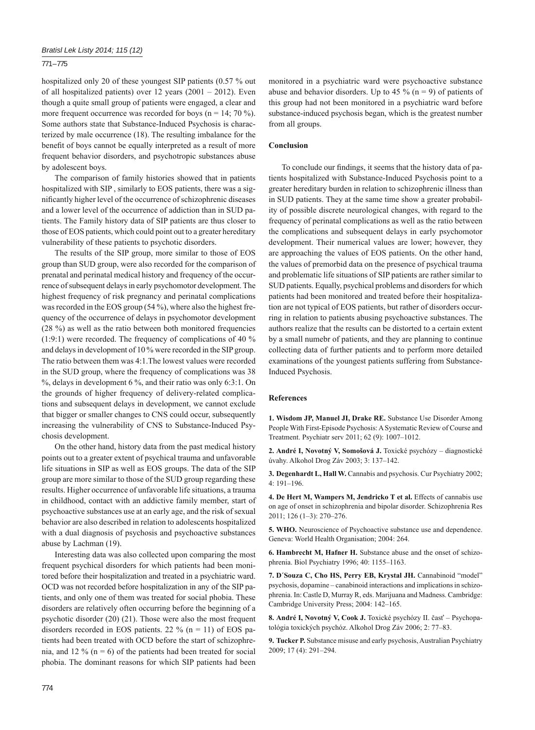hospitalized only 20 of these youngest SIP patients (0.57 % out of all hospitalized patients) over 12 years (2001 – 2012). Even though a quite small group of patients were engaged, a clear and more frequent occurrence was recorded for boys (n = 14; 70 %). Some authors state that Substance-Induced Psychosis is characterized by male occurrence (18). The resulting imbalance for the benefit of boys cannot be equally interpreted as a result of more frequent behavior disorders, and psychotropic substances abuse by adolescent boys.

The comparison of family histories showed that in patients hospitalized with SIP , similarly to EOS patients, there was a significantly higher level of the occurrence of schizophrenic diseases and a lower level of the occurrence of addiction than in SUD patients. The Family history data of SIP patients are thus closer to those of EOS patients, which could point out to a greater hereditary vulnerability of these patients to psychotic disorders.

The results of the SIP group, more similar to those of EOS group than SUD group, were also recorded for the comparison of prenatal and perinatal medical history and frequency of the occurrence of subsequent delays in early psychomotor development. The highest frequency of risk pregnancy and perinatal complications was recorded in the EOS group (54 %), where also the highest frequency of the occurrence of delays in psychomotor development (28 %) as well as the ratio between both monitored frequencies (1:9:1) were recorded. The frequency of complications of 40 % and delays in development of 10 % were recorded in the SIP group. The ratio between them was 4:1.The lowest values were recorded in the SUD group, where the frequency of complications was 38 %, delays in development 6 %, and their ratio was only 6:3:1. On the grounds of higher frequency of delivery-related complications and subsequent delays in development, we cannot exclude that bigger or smaller changes to CNS could occur, subsequently increasing the vulnerability of CNS to Substance-Induced Psychosis development.

On the other hand, history data from the past medical history points out to a greater extent of psychical trauma and unfavorable life situations in SIP as well as EOS groups. The data of the SIP group are more similar to those of the SUD group regarding these results. Higher occurrence of unfavorable life situations, a trauma in childhood, contact with an addictive family member, start of psychoactive substances use at an early age, and the risk of sexual behavior are also described in relation to adolescents hospitalized with a dual diagnosis of psychosis and psychoactive substances abuse by Lachman (19).

Interesting data was also collected upon comparing the most frequent psychical disorders for which patients had been monitored before their hospitalization and treated in a psychiatric ward. OCD was not recorded before hospitalization in any of the SIP patients, and only one of them was treated for social phobia. These disorders are relatively often occurring before the beginning of a psychotic disorder (20) (21). Those were also the most frequent disorders recorded in EOS patients. 22 % (n = 11) of EOS patients had been treated with OCD before the start of schizophrenia, and 12 % (n = 6) of the patients had been treated for social phobia. The dominant reasons for which SIP patients had been monitored in a psychiatric ward were psychoactive substance abuse and behavior disorders. Up to 45 % (n = 9) of patients of this group had not been monitored in a psychiatric ward before substance-induced psychosis began, which is the greatest number from all groups.

## Conclusion

To conclude our findings, it seems that the history data of patients hospitalized with Substance-Induced Psychosis point to a greater hereditary burden in relation to schizophrenic illness than in SUD patients. They at the same time show a greater probability of possible discrete neurological changes, with regard to the frequency of perinatal complications as well as the ratio between the complications and subsequent delays in early psychomotor development. Their numerical values are lower; however, they are approaching the values of EOS patients. On the other hand, the values of premorbid data on the presence of psychical trauma and problematic life situations of SIP patients are rather similar to SUD patients. Equally, psychical problems and disorders for which patients had been monitored and treated before their hospitalization are not typical of EOS patients, but rather of disorders occurring in relation to patients abusing psychoactive substances. The authors realize that the results can be distorted to a certain extent by a small numebr of patients, and they are planning to continue collecting data of further patients and to perform more detailed examinations of the youngest patients suffering from Substance-Induced Psychosis.

## References

**1. Wisdom JP, Manuel JI, Drake RE.** Substance Use Disorder Among People With First-Episode Psychosis: A Systematic Review of Course and Treatment. Psychiatr serv 2011; 62 (9): 1007–1012.

**2. André I, Novotný V, Somošová J.** Toxické psychózy – diagnostické úvahy. Alkohol Drog Záv 2003; 3: 137–142.

**3. Degenhardt L, Hall W.** Cannabis and psychosis. Cur Psychiatry 2002; 4: 191–196.

**4. De Hert M, Wampers M, Jendricko T et al.** Effects of cannabis use on age of onset in schizophrenia and bipolar disorder. Schizophrenia Res 2011; 126 (1–3): 270–276.

**5. WHO.** Neuroscience of Psychoactive substance use and dependence. Geneva: World Health Organisation; 2004: 264.

**6. Hambrecht M, Hafner H.** Substance abuse and the onset of schizophrenia. Biol Psychiatry 1996; 40: 1155–1163.

**7. D´Souza C, Cho HS, Perry EB, Krystal JH.** Cannabinoid "model" psychosis, dopamine – canabinoid interactions and implications in schizophrenia. In: Castle D, Murray R, eds. Marijuana and Madness. Cambridge: Cambridge University Press; 2004: 142–165.

**8. André I, Novotný V, Cook J.** Toxické psychózy II. časť – Psychopatológia toxických psychóz. Alkohol Drog Záv 2006; 2: 77–83.

**9. Tucker P.** Substance misuse and early psychosis, Australian Psychiatry 2009; 17 (4): 291–294.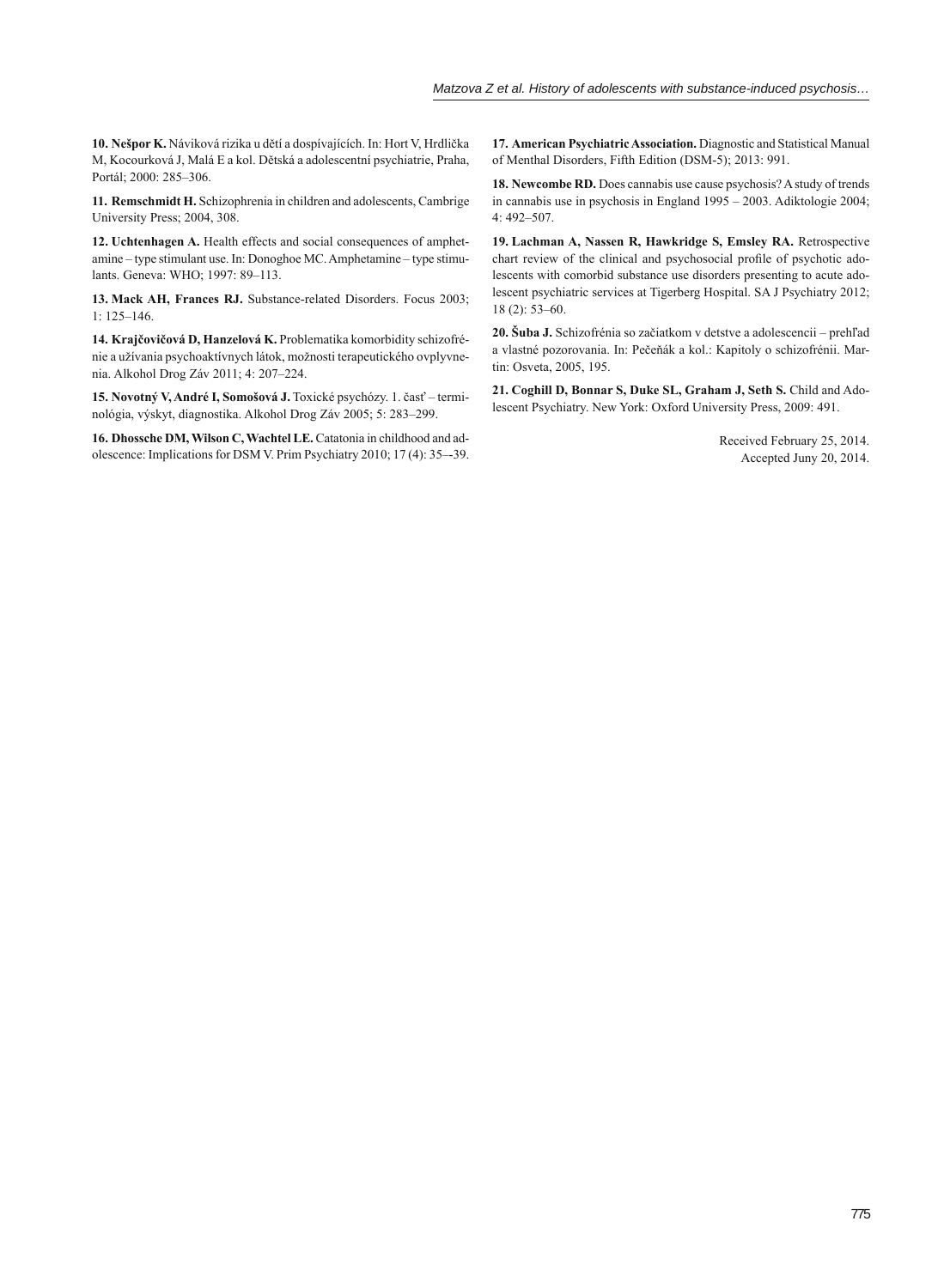**10. Nešpor K.** Náviková rizika u dětí a dospívajících. In: Hort V, Hrdlička M, Kocourková J, Malá E a kol. Dětská a adolescentní psychiatrie, Praha, Portál; 2000: 285–306.

**11. Remschmidt H.** Schizophrenia in children and adolescents, Cambrige University Press; 2004, 308.

**12. Uchtenhagen A.** Health effects and social consequences of amphetamine – type stimulant use. In: Donoghoe MC. Amphetamine – type stimulants. Geneva: WHO; 1997: 89–113.

**13. Mack AH, Frances RJ.** Substance-related Disorders. Focus 2003; 1: 125–146.

**14. Krajčovičová D, Hanzelová K.** Problematika komorbidity schizofrénie a užívania psychoaktívnych látok, možnosti terapeutického ovplyvnenia. Alkohol Drog Záv 2011; 4: 207–224.

**15. Novotný V, André I, Somošová J.** Toxické psychózy. 1. časť – terminológia, výskyt, diagnostika. Alkohol Drog Záv 2005; 5: 283–299.

**16. Dhossche DM, Wilson C, Wachtel LE.** Catatonia in childhood and adolescence: Implications for DSM V. Prim Psychiatry 2010; 17 (4): 35–-39.

**17. American Psychiatric Association.** Diagnostic and Statistical Manual of Menthal Disorders, Fifth Edition (DSM-5); 2013: 991.

**18. Newcombe RD.** Does cannabis use cause psychosis? A study of trends in cannabis use in psychosis in England 1995 – 2003. Adiktologie 2004; 4: 492–507.

**19. Lachman A, Nassen R, Hawkridge S, Emsley RA.** Retrospective chart review of the clinical and psychosocial profile of psychotic adolescents with comorbid substance use disorders presenting to acute adolescent psychiatric services at Tigerberg Hospital. SA J Psychiatry 2012; 18 (2): 53–60.

**20. Šuba J.** Schizofrénia so začiatkom v detstve a adolescencii – prehľad a vlastné pozorovania. In: Pečeňák a kol.: Kapitoly o schizofrénii. Martin: Osveta, 2005, 195.

**21. Coghill D, Bonnar S, Duke SL, Graham J, Seth S.** Child and Adolescent Psychiatry. New York: Oxford University Press, 2009: 491.

Received February 25, 2014.
Accepted Juny 20, 2014.